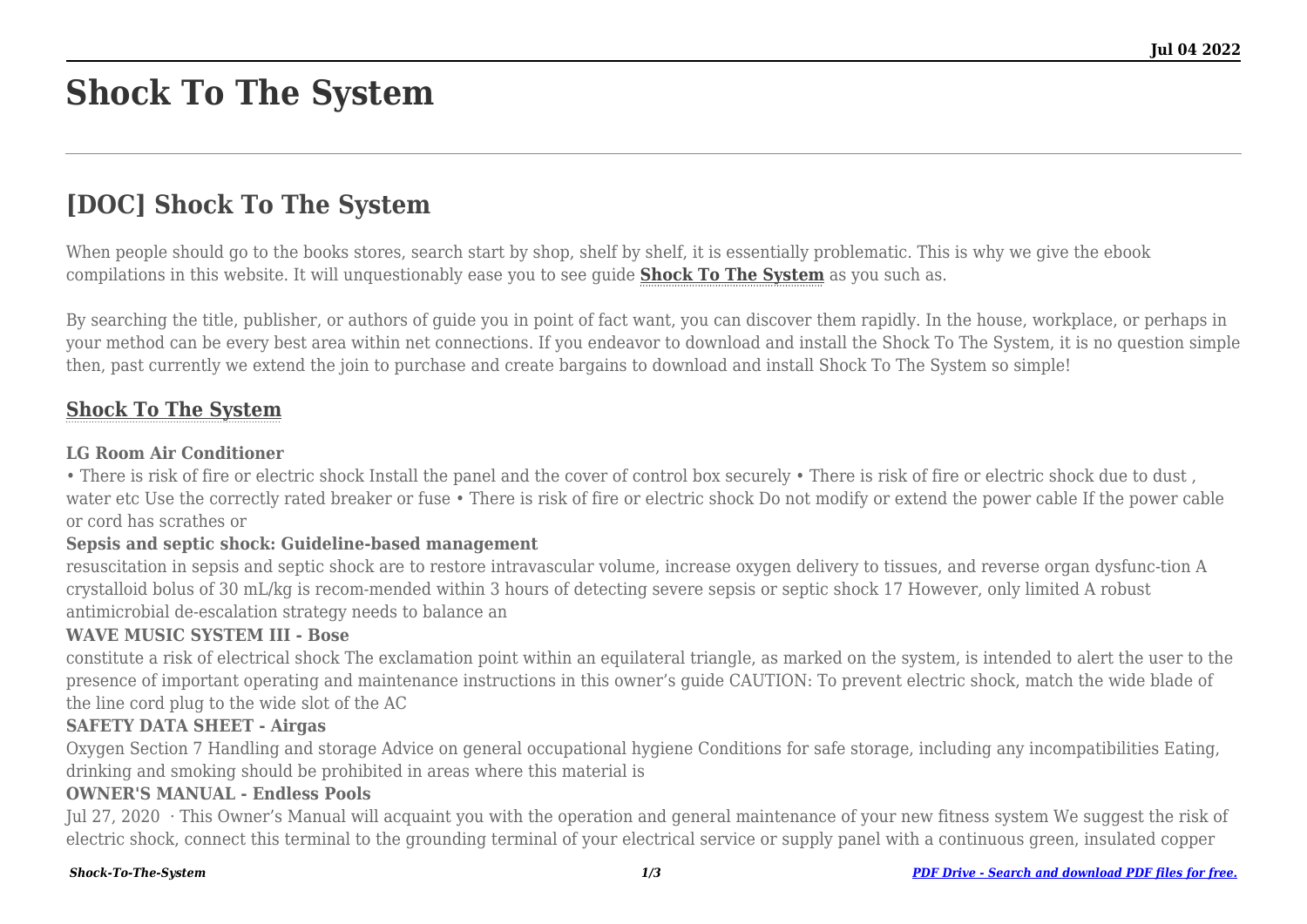# Shock To The System

## [DOC] Shock To The System

When people should go to the books stores, search start by shop, shelf by shelf, it is essentially problematic. This is why we give the ebook compilations in this website. It will unquestionably ease you to see guide **Shock To The System** as you such as.

By searching the title, publisher, or authors of guide you in point of fact want, you can discover them rapidly. In the house, workplace, or perhaps in your method can be every best area within net connections. If you endeavor to download and install the Shock To The System, it is no question simple then, past currently we extend the join to purchase and create bargains to download and install Shock To The System so simple!

### Shock To The System

**LG Room Air Conditioner**

• There is risk of fire or electric shock Install the panel and the cover of control box securely • There is risk of fire or electric shock due to dust , water etc Use the correctly rated breaker or fuse • There is risk of fire or electric shock Do not modify or extend the power cable If the power cable or cord has scrathes or

**Sepsis and septic shock: Guideline-based management**

resuscitation in sepsis and septic shock are to restore intravascular volume, increase oxygen delivery to tissues, and reverse organ dysfunc-tion A crystalloid bolus of 30 mL/kg is recom-mended within 3 hours of detecting severe sepsis or septic shock 17 However, only limited A robust antimicrobial de-escalation strategy needs to balance an

**WAVE MUSIC SYSTEM III - Bose**

constitute a risk of electrical shock The exclamation point within an equilateral triangle, as marked on the system, is intended to alert the user to the presence of important operating and maintenance instructions in this owner's guide CAUTION: To prevent electric shock, match the wide blade of the line cord plug to the wide slot of the AC

**SAFETY DATA SHEET - Airgas**

Oxygen Section 7 Handling and storage Advice on general occupational hygiene Conditions for safe storage, including any incompatibilities Eating, drinking and smoking should be prohibited in areas where this material is

**OWNER'S MANUAL - Endless Pools**

Jul 27, 2020 · This Owner's Manual will acquaint you with the operation and general maintenance of your new fitness system We suggest the risk of electric shock, connect this terminal to the grounding terminal of your electrical service or supply panel with a continuous green, insulated copper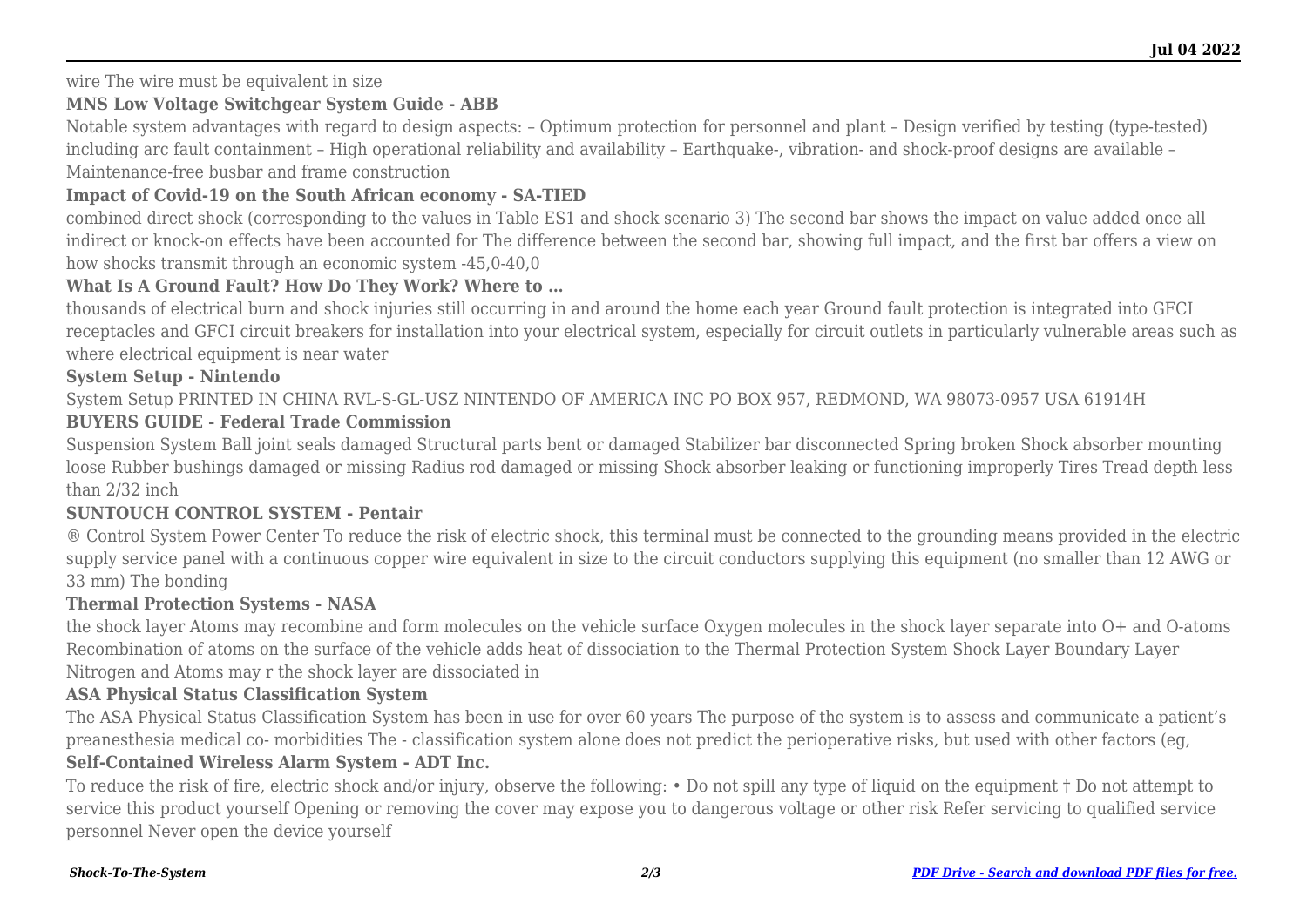wire The wire must be equivalent in size

**MNS Low Voltage Switchgear System Guide - ABB**

Notable system advantages with regard to design aspects: – Optimum protection for personnel and plant – Design verified by testing (type-tested) including arc fault containment – High operational reliability and availability – Earthquake-, vibration- and shock-proof designs are available – Maintenance-free busbar and frame construction

**Impact of Covid-19 on the South African economy - SA-TIED**

combined direct shock (corresponding to the values in Table ES1 and shock scenario 3) The second bar shows the impact on value added once all indirect or knock-on effects have been accounted for The difference between the second bar, showing full impact, and the first bar offers a view on how shocks transmit through an economic system -45,0-40,0

**What Is A Ground Fault? How Do They Work? Where to …**

thousands of electrical burn and shock injuries still occurring in and around the home each year Ground fault protection is integrated into GFCI receptacles and GFCI circuit breakers for installation into your electrical system, especially for circuit outlets in particularly vulnerable areas such as where electrical equipment is near water

**System Setup - Nintendo**

System Setup PRINTED IN CHINA RVL-S-GL-USZ NINTENDO OF AMERICA INC PO BOX 957, REDMOND, WA 98073-0957 USA 61914H

**BUYERS GUIDE - Federal Trade Commission**

Suspension System Ball joint seals damaged Structural parts bent or damaged Stabilizer bar disconnected Spring broken Shock absorber mounting loose Rubber bushings damaged or missing Radius rod damaged or missing Shock absorber leaking or functioning improperly Tires Tread depth less than 2/32 inch

**SUNTOUCH CONTROL SYSTEM - Pentair**

® Control System Power Center To reduce the risk of electric shock, this terminal must be connected to the grounding means provided in the electric supply service panel with a continuous copper wire equivalent in size to the circuit conductors supplying this equipment (no smaller than 12 AWG or 33 mm) The bonding

**Thermal Protection Systems - NASA**

the shock layer Atoms may recombine and form molecules on the vehicle surface Oxygen molecules in the shock layer separate into O+ and O-atoms Recombination of atoms on the surface of the vehicle adds heat of dissociation to the Thermal Protection System Shock Layer Boundary Layer Nitrogen and Atoms may r the shock layer are dissociated in

**ASA Physical Status Classification System**

The ASA Physical Status Classification System has been in use for over 60 years The purpose of the system is to assess and communicate a patient's preanesthesia medical co- morbidities The - classification system alone does not predict the perioperative risks, but used with other factors (eg,

**Self-Contained Wireless Alarm System - ADT Inc.**

To reduce the risk of fire, electric shock and/or injury, observe the following: • Do not spill any type of liquid on the equipment † Do not attempt to service this product yourself Opening or removing the cover may expose you to dangerous voltage or other risk Refer servicing to qualified service personnel Never open the device yourself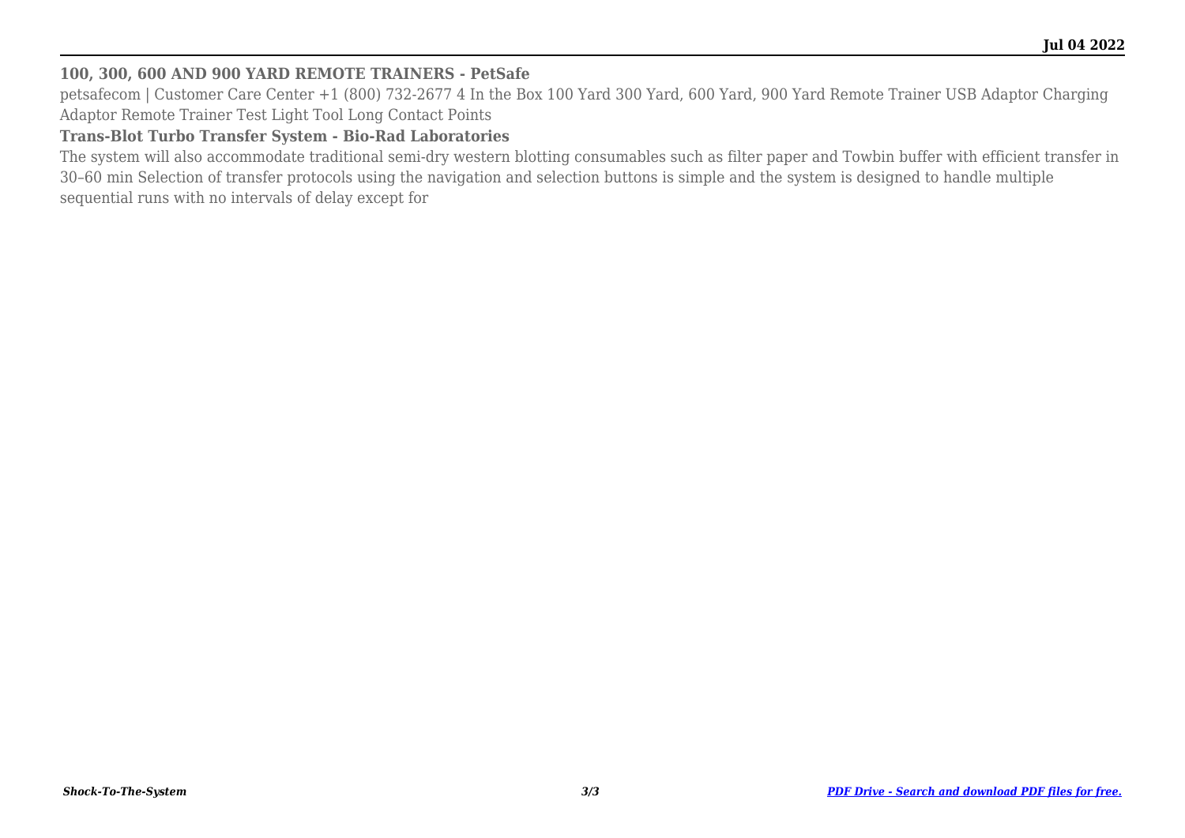### 100, 300, 600 AND 900 YARD REMOTE TRAINERS - PetSafe

petsafecom | Customer Care Center +1 (800) 732-2677 4 In the Box 100 Yard 300 Yard, 600 Yard, 900 Yard Remote Trainer USB Adaptor Charging Adaptor Remote Trainer Test Light Tool Long Contact Points

### Trans-Blot Turbo Transfer System - Bio-Rad Laboratories

The system will also accommodate traditional semi-dry western blotting consumables such as filter paper and Towbin buffer with efficient transfer in 30–60 min Selection of transfer protocols using the navigation and selection buttons is simple and the system is designed to handle multiple sequential runs with no intervals of delay except for